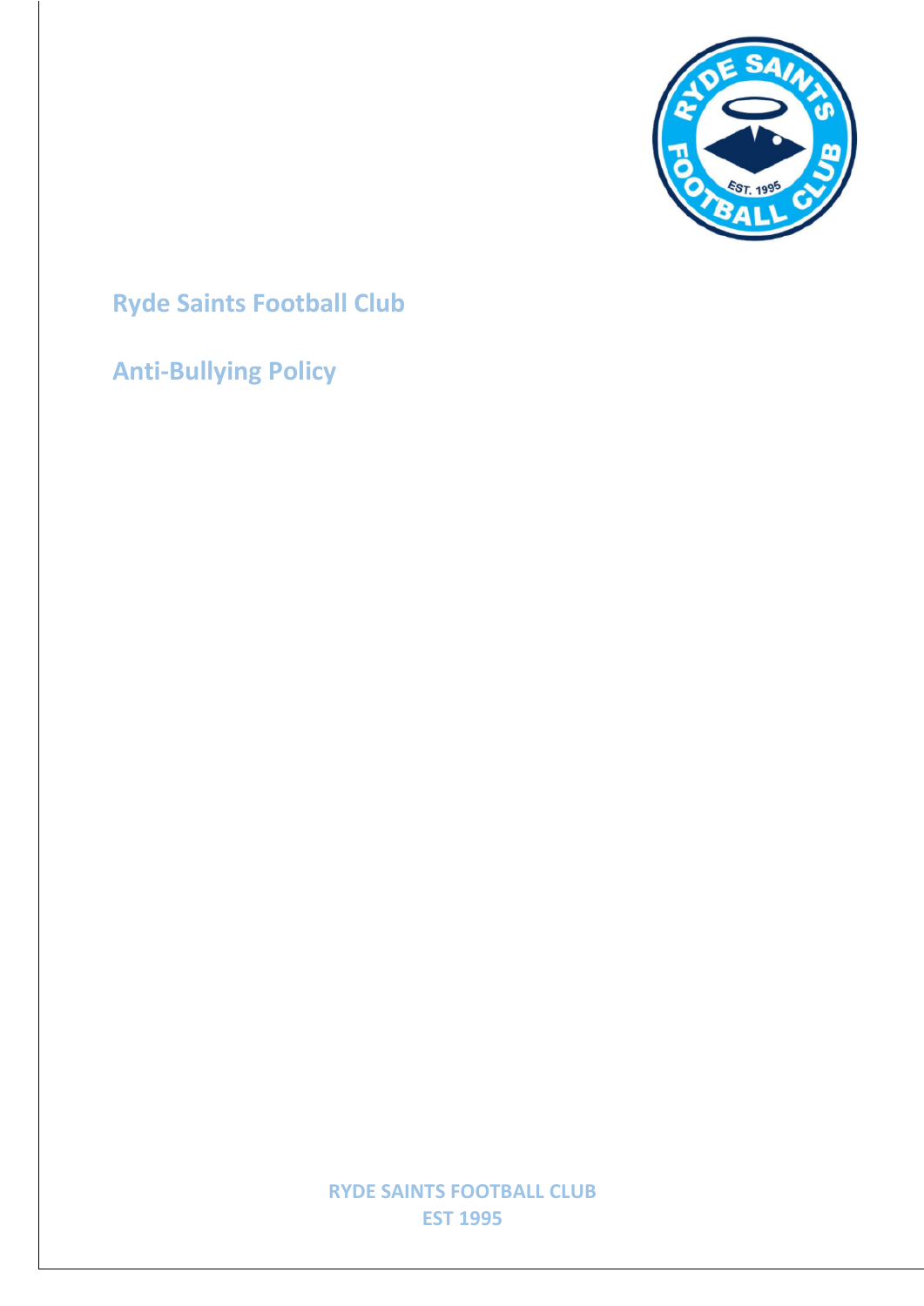# Ryde Saints Football Club

## Anti-Bullying Policy

RYDE SAINTS FOOTBALL CLUB
EST 1995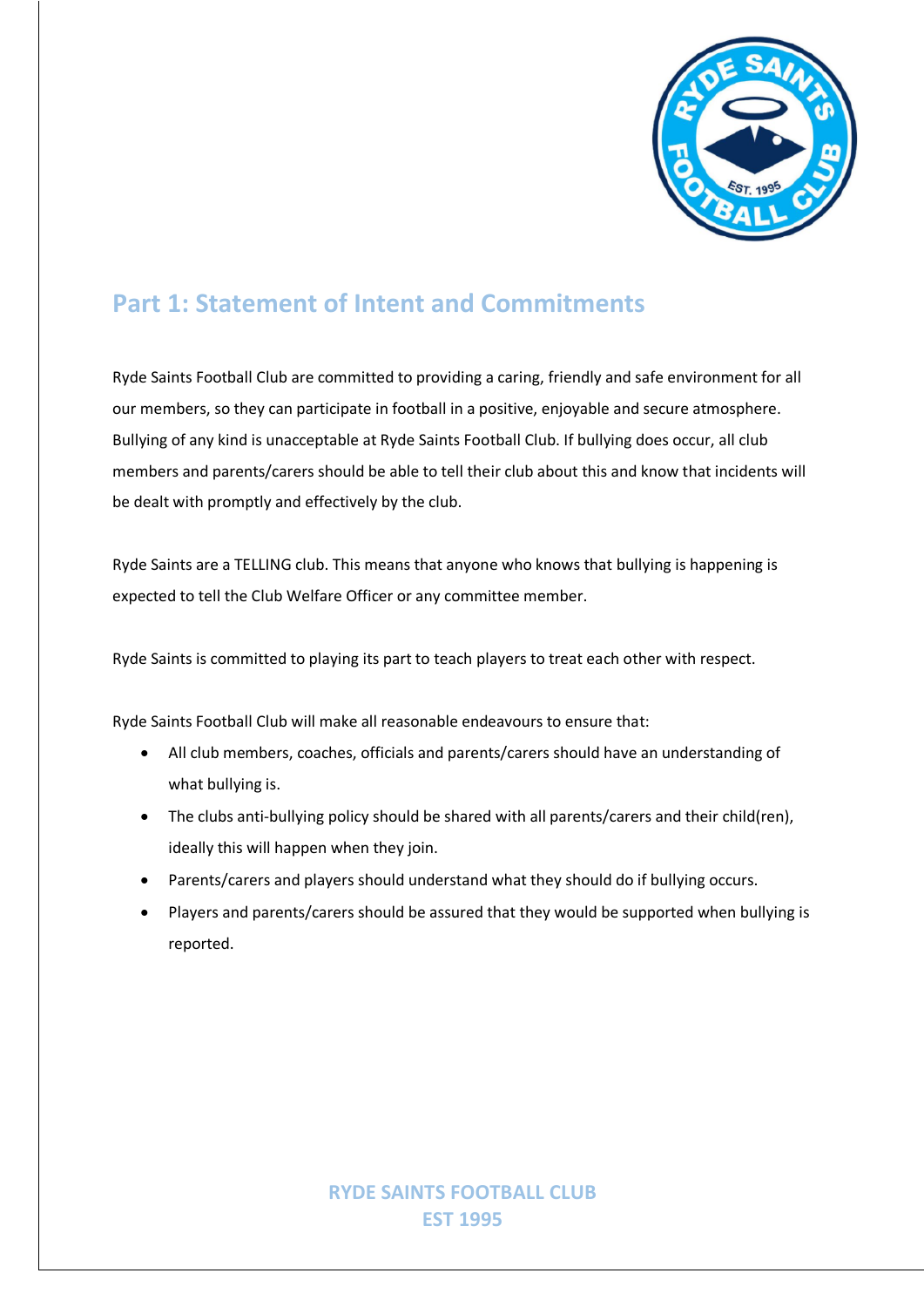## Part 1: Statement of Intent and Commitments

Ryde Saints Football Club are committed to providing a caring, friendly and safe environment for all our members, so they can participate in football in a positive, enjoyable and secure atmosphere. Bullying of any kind is unacceptable at Ryde Saints Football Club. If bullying does occur, all club members and parents/carers should be able to tell their club about this and know that incidents will be dealt with promptly and effectively by the club.

Ryde Saints are a TELLING club. This means that anyone who knows that bullying is happening is expected to tell the Club Welfare Officer or any committee member.

Ryde Saints is committed to playing its part to teach players to treat each other with respect.

Ryde Saints Football Club will make all reasonable endeavours to ensure that:

- All club members, coaches, officials and parents/carers should have an understanding of what bullying is.
- The clubs anti-bullying policy should be shared with all parents/carers and their child(ren), ideally this will happen when they join.
- Parents/carers and players should understand what they should do if bullying occurs.
- Players and parents/carers should be assured that they would be supported when bullying is reported.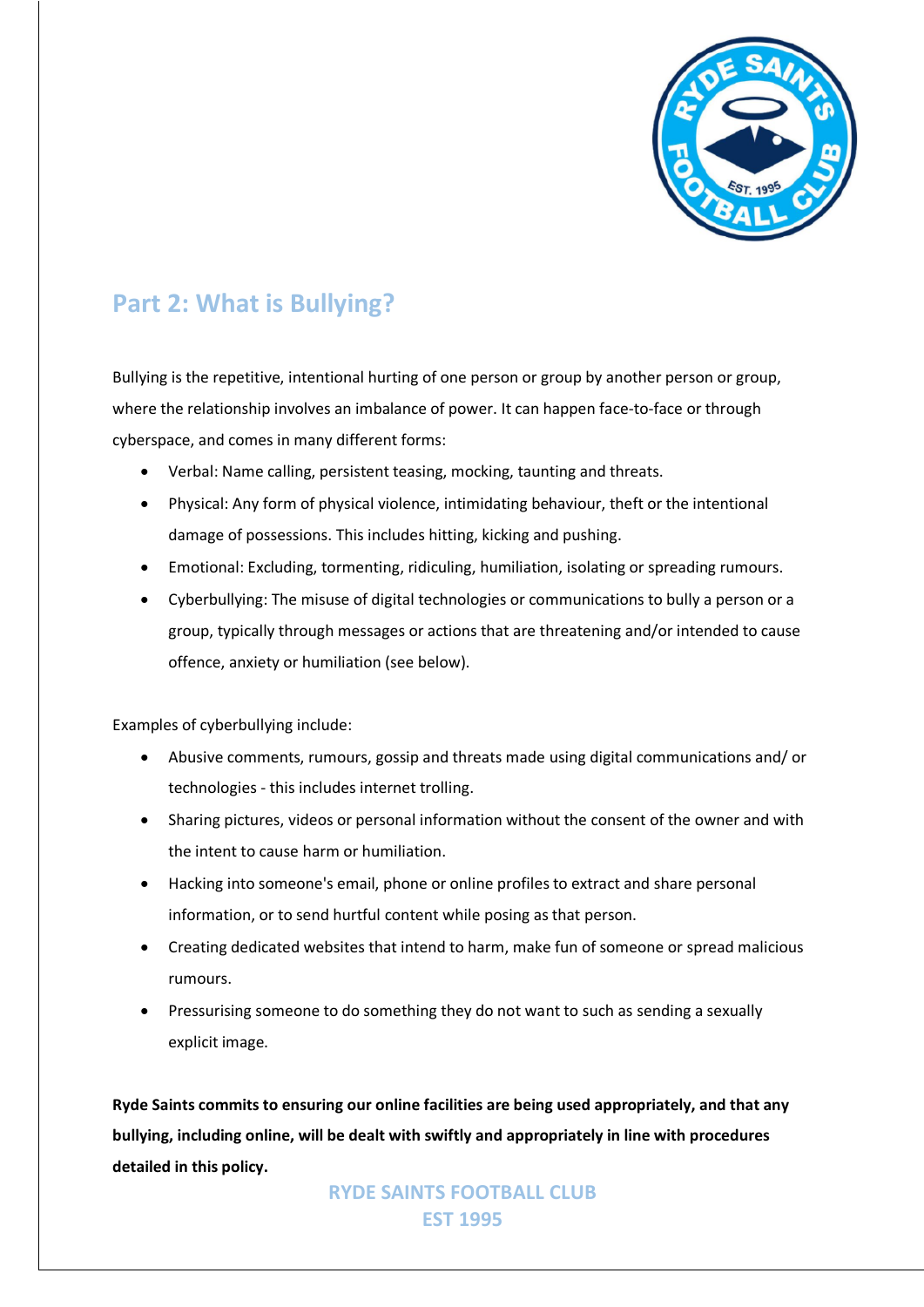## Part 2: What is Bullying?

Bullying is the repetitive, intentional hurting of one person or group by another person or group, where the relationship involves an imbalance of power. It can happen face-to-face or through cyberspace, and comes in many different forms:

- Verbal: Name calling, persistent teasing, mocking, taunting and threats.
- Physical: Any form of physical violence, intimidating behaviour, theft or the intentional damage of possessions. This includes hitting, kicking and pushing.
- Emotional: Excluding, tormenting, ridiculing, humiliation, isolating or spreading rumours.
- Cyberbullying: The misuse of digital technologies or communications to bully a person or a group, typically through messages or actions that are threatening and/or intended to cause offence, anxiety or humiliation (see below).

Examples of cyberbullying include:

- Abusive comments, rumours, gossip and threats made using digital communications and/ or technologies - this includes internet trolling.
- Sharing pictures, videos or personal information without the consent of the owner and with the intent to cause harm or humiliation.
- Hacking into someone's email, phone or online profiles to extract and share personal information, or to send hurtful content while posing as that person.
- Creating dedicated websites that intend to harm, make fun of someone or spread malicious rumours.
- Pressurising someone to do something they do not want to such as sending a sexually explicit image.

**Ryde Saints commits to ensuring our online facilities are being used appropriately, and that any bullying, including online, will be dealt with swiftly and appropriately in line with procedures detailed in this policy.**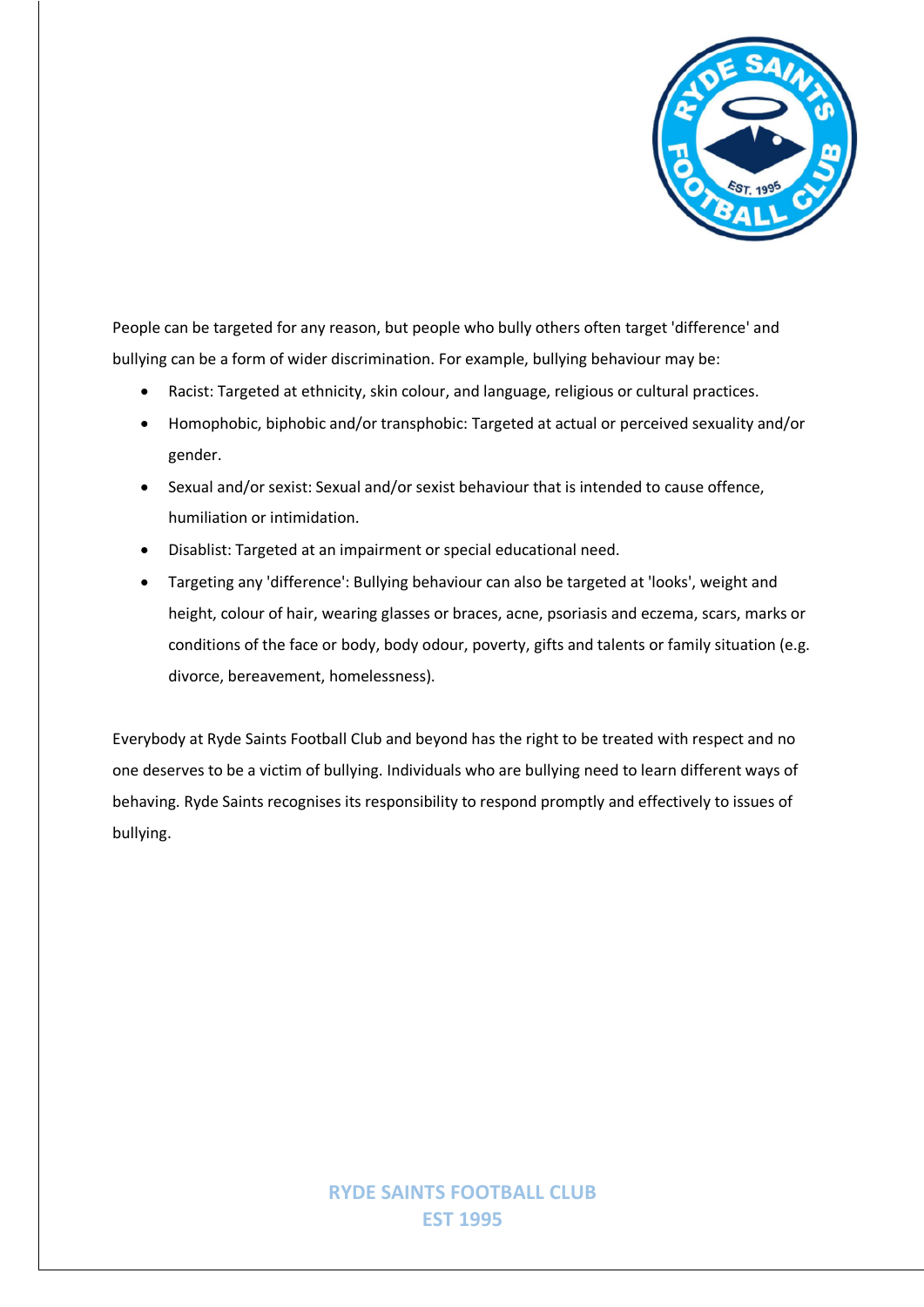People can be targeted for any reason, but people who bully others often target 'difference' and bullying can be a form of wider discrimination. For example, bullying behaviour may be:

- Racist: Targeted at ethnicity, skin colour, and language, religious or cultural practices.
- Homophobic, biphobic and/or transphobic: Targeted at actual or perceived sexuality and/or gender.
- Sexual and/or sexist: Sexual and/or sexist behaviour that is intended to cause offence, humiliation or intimidation.
- Disablist: Targeted at an impairment or special educational need.
- Targeting any 'difference': Bullying behaviour can also be targeted at 'looks', weight and height, colour of hair, wearing glasses or braces, acne, psoriasis and eczema, scars, marks or conditions of the face or body, body odour, poverty, gifts and talents or family situation (e.g. divorce, bereavement, homelessness).

Everybody at Ryde Saints Football Club and beyond has the right to be treated with respect and no one deserves to be a victim of bullying. Individuals who are bullying need to learn different ways of behaving. Ryde Saints recognises its responsibility to respond promptly and effectively to issues of bullying.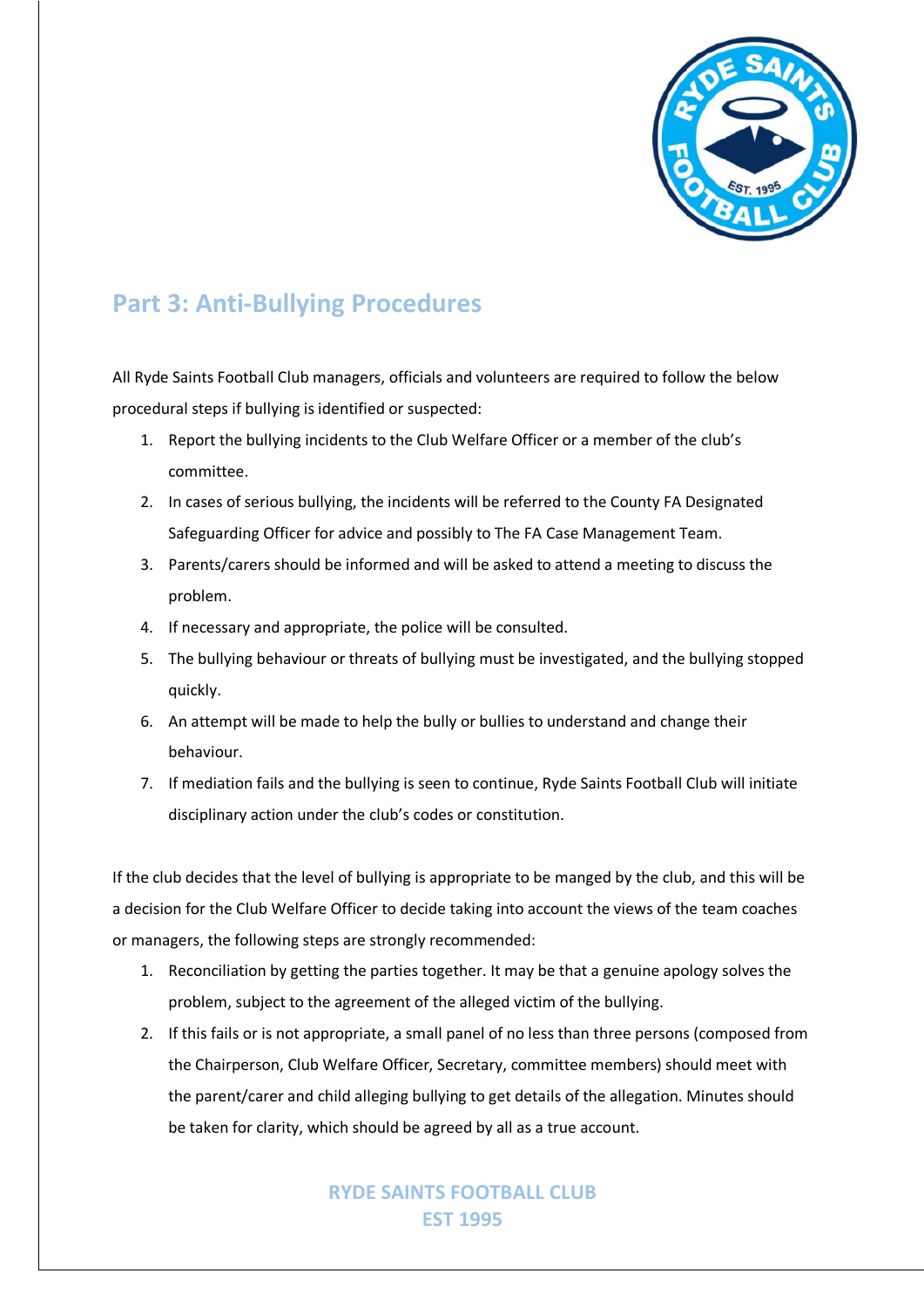## Part 3: Anti-Bullying Procedures

All Ryde Saints Football Club managers, officials and volunteers are required to follow the below procedural steps if bullying is identified or suspected:

1. Report the bullying incidents to the Club Welfare Officer or a member of the club's committee.
2. In cases of serious bullying, the incidents will be referred to the County FA Designated Safeguarding Officer for advice and possibly to The FA Case Management Team.
3. Parents/carers should be informed and will be asked to attend a meeting to discuss the problem.
4. If necessary and appropriate, the police will be consulted.
5. The bullying behaviour or threats of bullying must be investigated, and the bullying stopped quickly.
6. An attempt will be made to help the bully or bullies to understand and change their behaviour.
7. If mediation fails and the bullying is seen to continue, Ryde Saints Football Club will initiate disciplinary action under the club's codes or constitution.

If the club decides that the level of bullying is appropriate to be manged by the club, and this will be a decision for the Club Welfare Officer to decide taking into account the views of the team coaches or managers, the following steps are strongly recommended:

1. Reconciliation by getting the parties together. It may be that a genuine apology solves the problem, subject to the agreement of the alleged victim of the bullying.
2. If this fails or is not appropriate, a small panel of no less than three persons (composed from the Chairperson, Club Welfare Officer, Secretary, committee members) should meet with the parent/carer and child alleging bullying to get details of the allegation. Minutes should be taken for clarity, which should be agreed by all as a true account.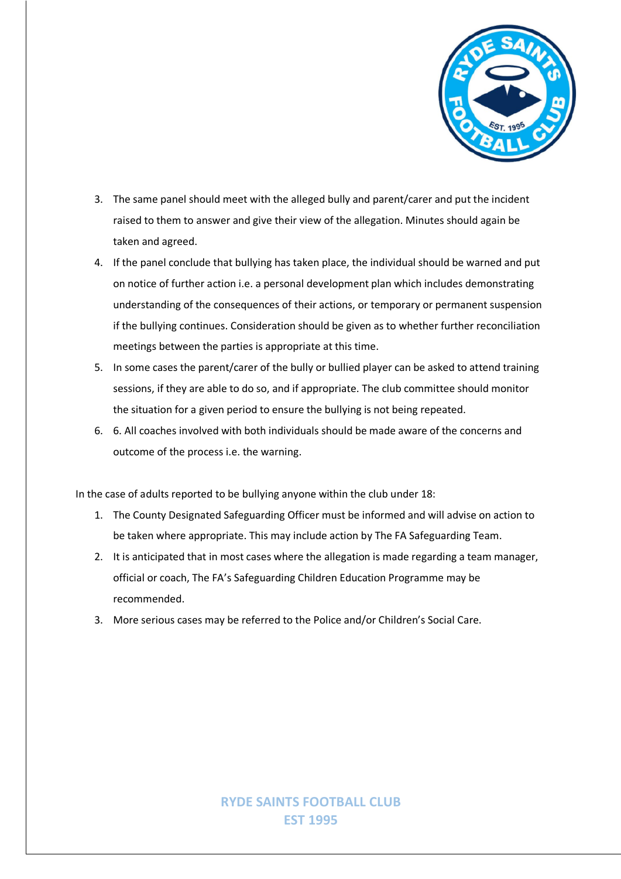3. The same panel should meet with the alleged bully and parent/carer and put the incident raised to them to answer and give their view of the allegation. Minutes should again be taken and agreed.
4. If the panel conclude that bullying has taken place, the individual should be warned and put on notice of further action i.e. a personal development plan which includes demonstrating understanding of the consequences of their actions, or temporary or permanent suspension if the bullying continues. Consideration should be given as to whether further reconciliation meetings between the parties is appropriate at this time.
5. In some cases the parent/carer of the bully or bullied player can be asked to attend training sessions, if they are able to do so, and if appropriate. The club committee should monitor the situation for a given period to ensure the bullying is not being repeated.
6. 6. All coaches involved with both individuals should be made aware of the concerns and outcome of the process i.e. the warning.

In the case of adults reported to be bullying anyone within the club under 18:

1. The County Designated Safeguarding Officer must be informed and will advise on action to be taken where appropriate. This may include action by The FA Safeguarding Team.
2. It is anticipated that in most cases where the allegation is made regarding a team manager, official or coach, The FA's Safeguarding Children Education Programme may be recommended.
3. More serious cases may be referred to the Police and/or Children's Social Care.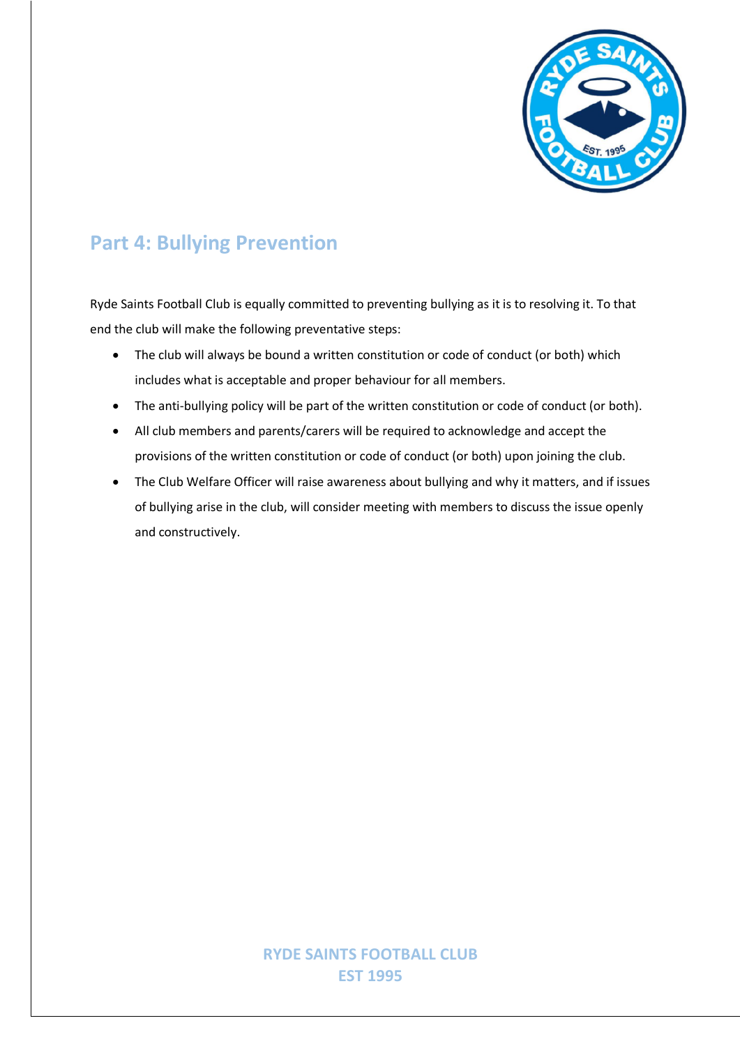## Part 4: Bullying Prevention

Ryde Saints Football Club is equally committed to preventing bullying as it is to resolving it. To that end the club will make the following preventative steps:

- The club will always be bound a written constitution or code of conduct (or both) which includes what is acceptable and proper behaviour for all members.
- The anti-bullying policy will be part of the written constitution or code of conduct (or both).
- All club members and parents/carers will be required to acknowledge and accept the provisions of the written constitution or code of conduct (or both) upon joining the club.
- The Club Welfare Officer will raise awareness about bullying and why it matters, and if issues of bullying arise in the club, will consider meeting with members to discuss the issue openly and constructively.